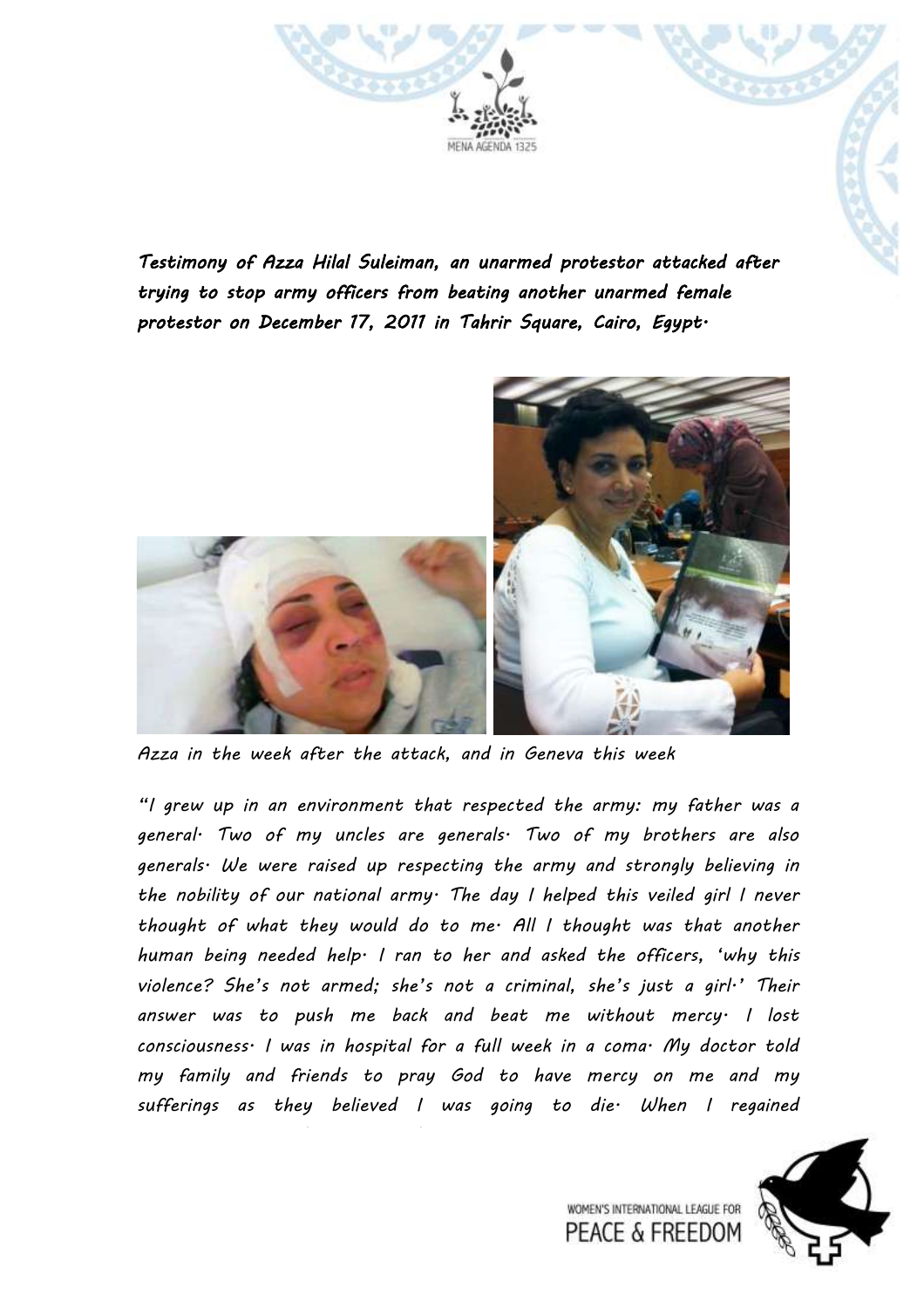*Testimony of Azza Hilal Suleiman, an unarmed protestor attacked after trying to stop army officers from beating another unarmed female protestor on December 17, 2011 in Tahrir Square, Cairo, Egypt.*

*Azza in the week after the attack, and in Geneva this week*

*"I grew up in an environment that respected the army: my father was a general. Two of my uncles are generals. Two of my brothers are also generals. We were raised up respecting the army and strongly believing in the nobility of our national army. The day I helped this veiled girl I never thought of what they would do to me. All I thought was that another human being needed help. I ran to her and asked the officers, 'why this violence? She's not armed; she's not a criminal, she's just a girl.' Their answer was to push me back and beat me without mercy. I lost consciousness. I was in hospital for a full week in a coma. My doctor told my family and friends to pray God to have mercy on me and my sufferings as they believed I was going to die. When I regained*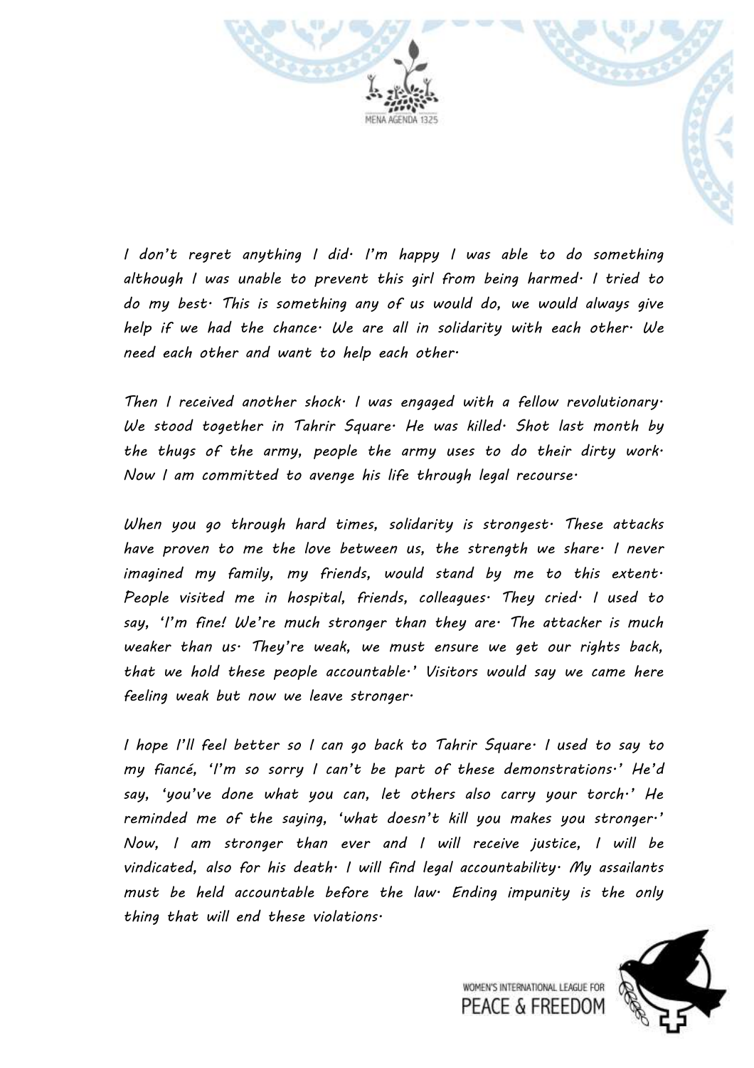*I don't regret anything I did. I'm happy I was able to do something although I was unable to prevent this girl from being harmed. I tried to do my best. This is something any of us would do, we would always give help if we had the chance. We are all in solidarity with each other. We need each other and want to help each other.*

*Then I received another shock. I was engaged with a fellow revolutionary. We stood together in Tahrir Square. He was killed. Shot last month by the thugs of the army, people the army uses to do their dirty work. Now I am committed to avenge his life through legal recourse.*

*When you go through hard times, solidarity is strongest. These attacks have proven to me the love between us, the strength we share. I never imagined my family, my friends, would stand by me to this extent. People visited me in hospital, friends, colleagues. They cried. I used to say, 'I'm fine! We're much stronger than they are. The attacker is much weaker than us. They're weak, we must ensure we get our rights back, that we hold these people accountable.' Visitors would say we came here feeling weak but now we leave stronger.*

*I hope I'll feel better so I can go back to Tahrir Square. I used to say to my fiancé, 'I'm so sorry I can't be part of these demonstrations.' He'd say, 'you've done what you can, let others also carry your torch.' He reminded me of the saying, 'what doesn't kill you makes you stronger.' Now, I am stronger than ever and I will receive justice, I will be vindicated, also for his death. I will find legal accountability. My assailants must be held accountable before the law. Ending impunity is the only thing that will end these violations.*